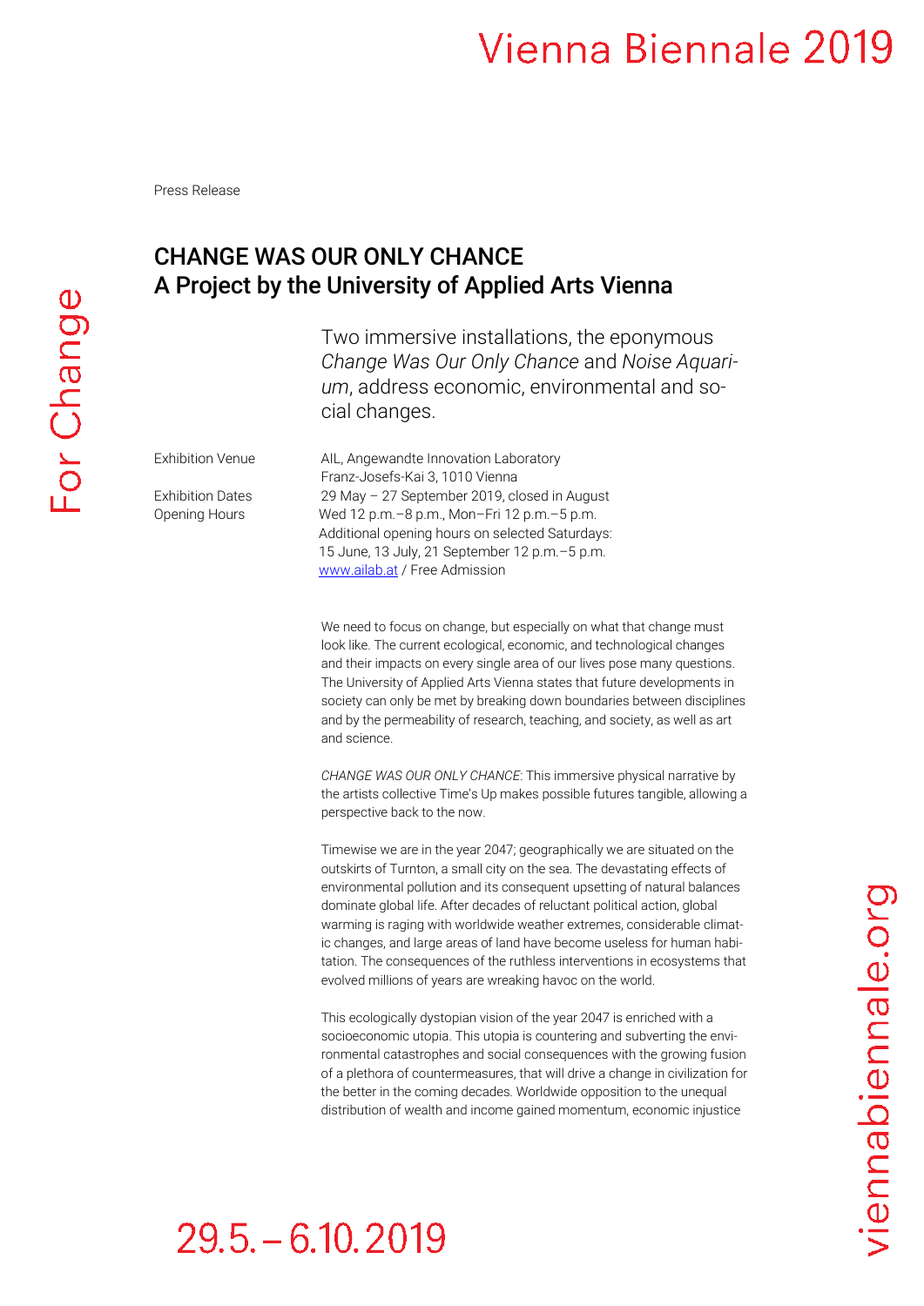Press Release

# CHANGE WAS OUR ONLY CHANCE
# A Project by the University of Applied Arts Vienna

Two immersive installations, the eponymous *Change Was Our Only Chance* and *Noise Aquarium*, address economic, environmental and social changes.

| | |
|---|---|
| Exhibition Venue | AIL, Angewandte Innovation Laboratory<br>Franz-Josefs-Kai 3, 1010 Vienna |
| Exhibition Dates | 29 May – 27 September 2019, closed in August |
| Opening Hours | Wed 12 p.m.–8 p.m., Mon–Fri 12 p.m.–5 p.m.<br>Additional opening hours on selected Saturdays:<br>15 June, 13 July, 21 September 12 p.m.–5 p.m.<br>www.ailab.at / Free Admission |

We need to focus on change, but especially on what that change must look like. The current ecological, economic, and technological changes and their impacts on every single area of our lives pose many questions. The University of Applied Arts Vienna states that future developments in society can only be met by breaking down boundaries between disciplines and by the permeability of research, teaching, and society, as well as art and science.

*CHANGE WAS OUR ONLY CHANCE*: This immersive physical narrative by the artists collective Time's Up makes possible futures tangible, allowing a perspective back to the now.

Timewise we are in the year 2047; geographically we are situated on the outskirts of Turnton, a small city on the sea. The devastating effects of environmental pollution and its consequent upsetting of natural balances dominate global life. After decades of reluctant political action, global warming is raging with worldwide weather extremes, considerable climatic changes, and large areas of land have become useless for human habitation. The consequences of the ruthless interventions in ecosystems that evolved millions of years are wreaking havoc on the world.

This ecologically dystopian vision of the year 2047 is enriched with a socioeconomic utopia. This utopia is countering and subverting the environmental catastrophes and social consequences with the growing fusion of a plethora of countermeasures, that will drive a change in civilization for the better in the coming decades. Worldwide opposition to the unequal distribution of wealth and income gained momentum, economic injustice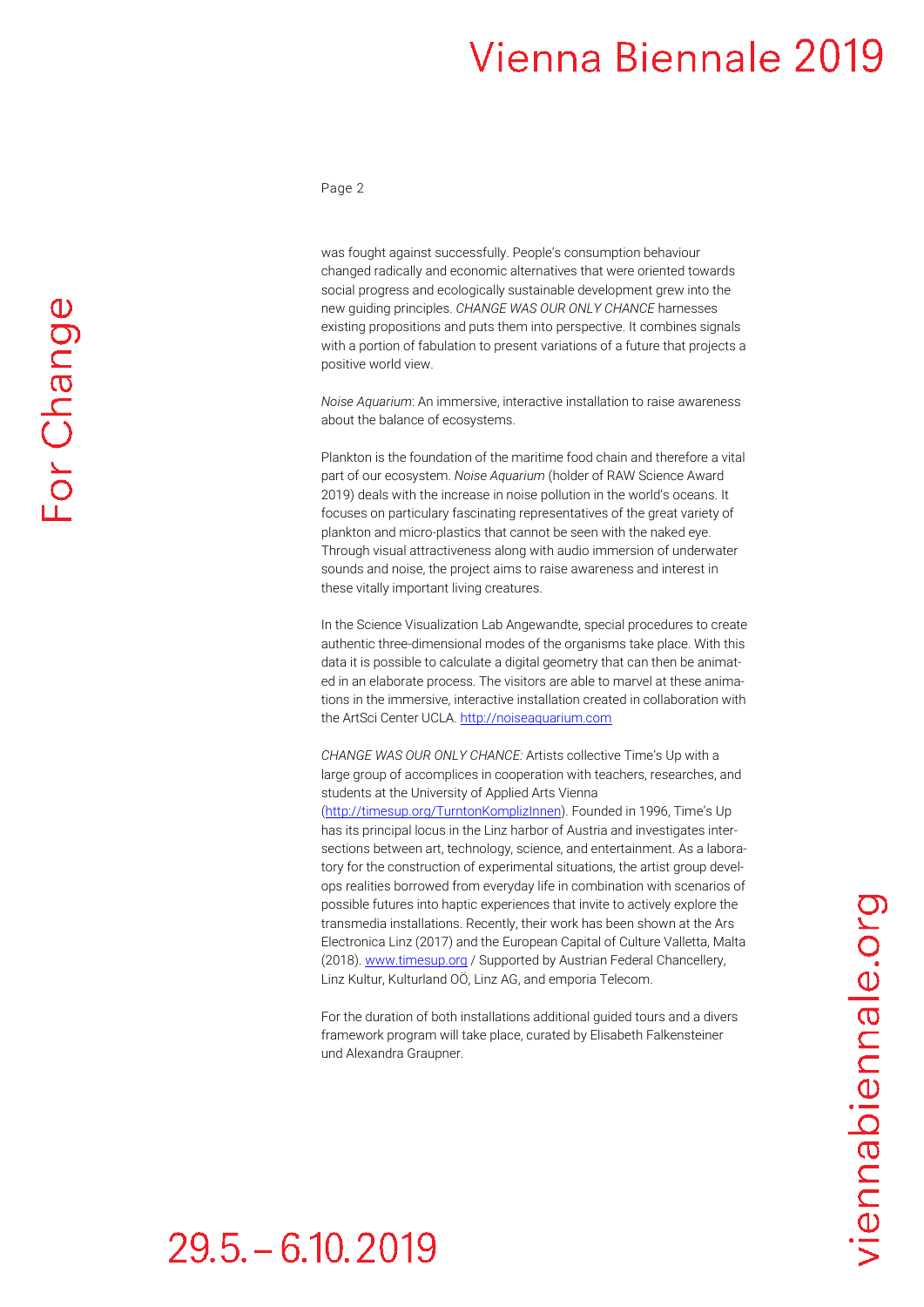was fought against successfully. People's consumption behaviour changed radically and economic alternatives that were oriented towards social progress and ecologically sustainable development grew into the new guiding principles. *CHANGE WAS OUR ONLY CHANCE* harnesses existing propositions and puts them into perspective. It combines signals with a portion of fabulation to present variations of a future that projects a positive world view.

*Noise Aquarium*: An immersive, interactive installation to raise awareness about the balance of ecosystems.

Plankton is the foundation of the maritime food chain and therefore a vital part of our ecosystem. *Noise Aquarium* (holder of RAW Science Award 2019) deals with the increase in noise pollution in the world's oceans. It focuses on particulary fascinating representatives of the great variety of plankton and micro-plastics that cannot be seen with the naked eye. Through visual attractiveness along with audio immersion of underwater sounds and noise, the project aims to raise awareness and interest in these vitally important living creatures.

In the Science Visualization Lab Angewandte, special procedures to create authentic three-dimensional modes of the organisms take place. With this data it is possible to calculate a digital geometry that can then be animated in an elaborate process. The visitors are able to marvel at these animations in the immersive, interactive installation created in collaboration with the ArtSci Center UCLA. http://noiseaquarium.com

*CHANGE WAS OUR ONLY CHANCE:* Artists collective Time's Up with a large group of accomplices in cooperation with teachers, researches, and students at the University of Applied Arts Vienna (http://timesup.org/TurntonKomplizInnen). Founded in 1996, Time's Up has its principal locus in the Linz harbor of Austria and investigates intersections between art, technology, science, and entertainment. As a laboratory for the construction of experimental situations, the artist group develops realities borrowed from everyday life in combination with scenarios of possible futures into haptic experiences that invite to actively explore the transmedia installations. Recently, their work has been shown at the Ars Electronica Linz (2017) and the European Capital of Culture Valletta, Malta (2018). www.timesup.org / Supported by Austrian Federal Chancellery, Linz Kultur, Kulturland OÖ, Linz AG, and emporia Telecom.

For the duration of both installations additional guided tours and a divers framework program will take place, curated by Elisabeth Falkensteiner und Alexandra Graupner.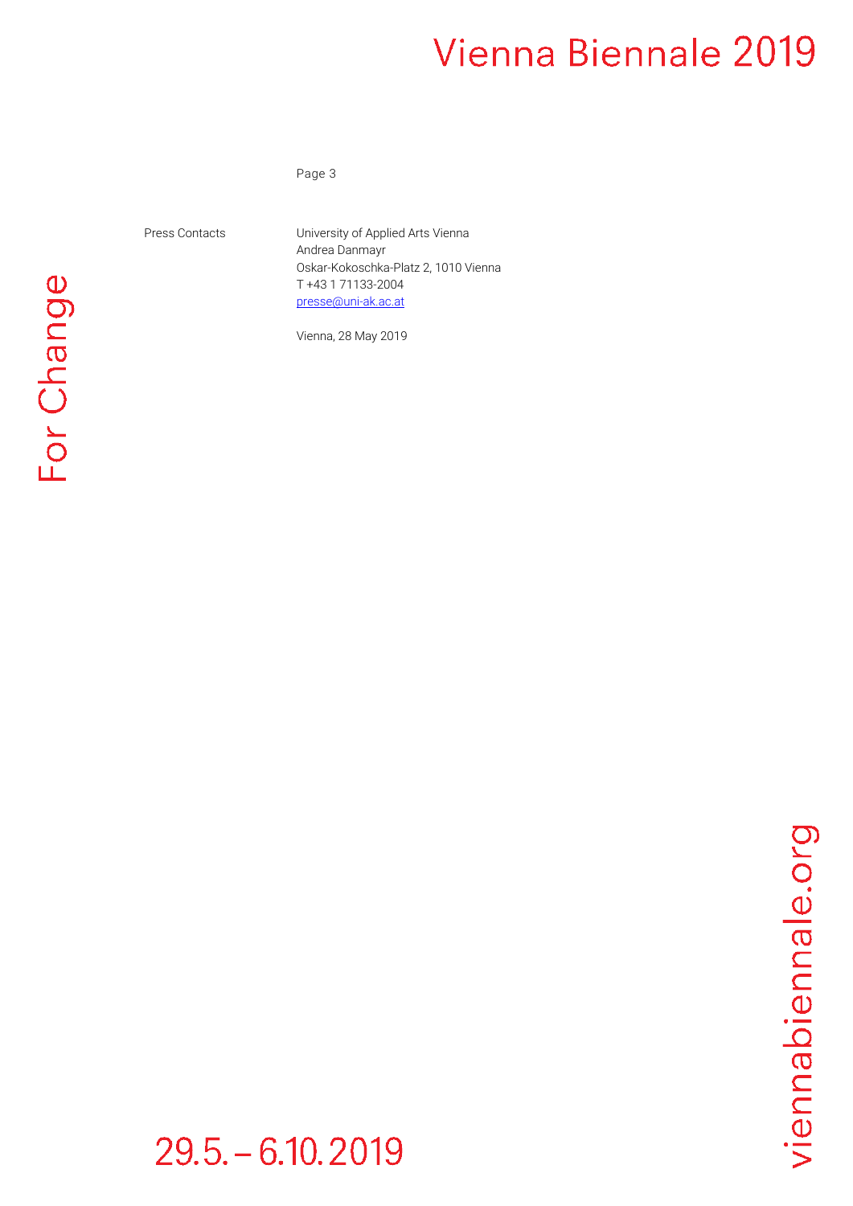Press Contacts

University of Applied Arts Vienna
Andrea Danmayr
Oskar-Kokoschka-Platz 2, 1010 Vienna
T +43 1 71133-2004
presse@uni-ak.ac.at

Vienna, 28 May 2019